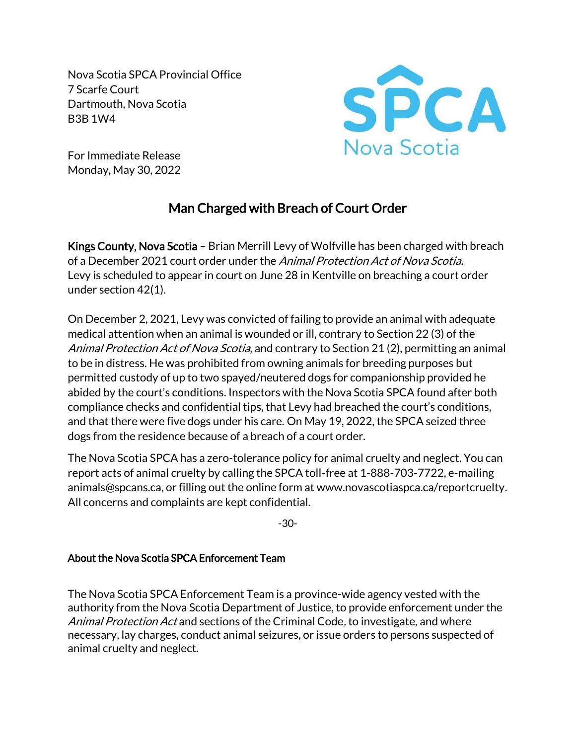Nova Scotia SPCA Provincial Office
7 Scarfe Court
Dartmouth, Nova Scotia
B3B 1W4

SPCA Nova Scotia

For Immediate Release
Monday, May 30, 2022

# Man Charged with Breach of Court Order

**Kings County, Nova Scotia** – Brian Merrill Levy of Wolfville has been charged with breach of a December 2021 court order under the *Animal Protection Act of Nova Scotia.* Levy is scheduled to appear in court on June 28 in Kentville on breaching a court order under section 42(1).

On December 2, 2021, Levy was convicted of failing to provide an animal with adequate medical attention when an animal is wounded or ill, contrary to Section 22 (3) of the *Animal Protection Act of Nova Scotia,* and contrary to Section 21 (2), permitting an animal to be in distress. He was prohibited from owning animals for breeding purposes but permitted custody of up to two spayed/neutered dogs for companionship provided he abided by the court's conditions. Inspectors with the Nova Scotia SPCA found after both compliance checks and confidential tips, that Levy had breached the court's conditions, and that there were five dogs under his care. On May 19, 2022, the SPCA seized three dogs from the residence because of a breach of a court order.

The Nova Scotia SPCA has a zero-tolerance policy for animal cruelty and neglect. You can report acts of animal cruelty by calling the SPCA toll-free at 1-888-703-7722, e-mailing animals@spcans.ca, or filling out the online form at www.novascotiaspca.ca/reportcruelty. All concerns and complaints are kept confidential.

-30-

**About the Nova Scotia SPCA Enforcement Team**

The Nova Scotia SPCA Enforcement Team is a province-wide agency vested with the authority from the Nova Scotia Department of Justice, to provide enforcement under the *Animal Protection Act* and sections of the Criminal Code, to investigate, and where necessary, lay charges, conduct animal seizures, or issue orders to persons suspected of animal cruelty and neglect.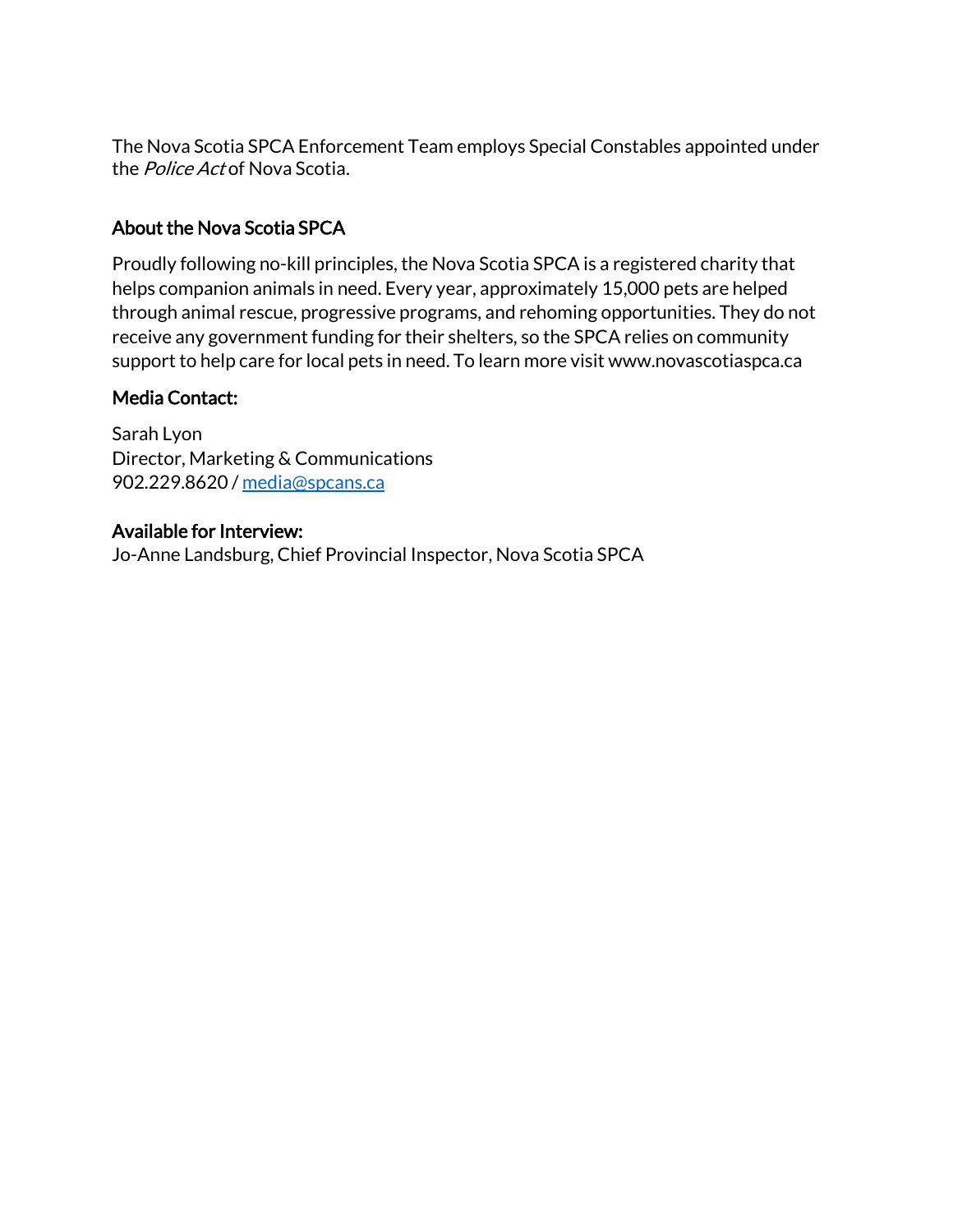The Nova Scotia SPCA Enforcement Team employs Special Constables appointed under the *Police Act* of Nova Scotia.

**About the Nova Scotia SPCA**

Proudly following no-kill principles, the Nova Scotia SPCA is a registered charity that helps companion animals in need. Every year, approximately 15,000 pets are helped through animal rescue, progressive programs, and rehoming opportunities. They do not receive any government funding for their shelters, so the SPCA relies on community support to help care for local pets in need. To learn more visit www.novascotiaspca.ca

**Media Contact:**

Sarah Lyon
Director, Marketing & Communications
902.229.8620 / media@spcans.ca

**Available for Interview:**
Jo-Anne Landsburg, Chief Provincial Inspector, Nova Scotia SPCA